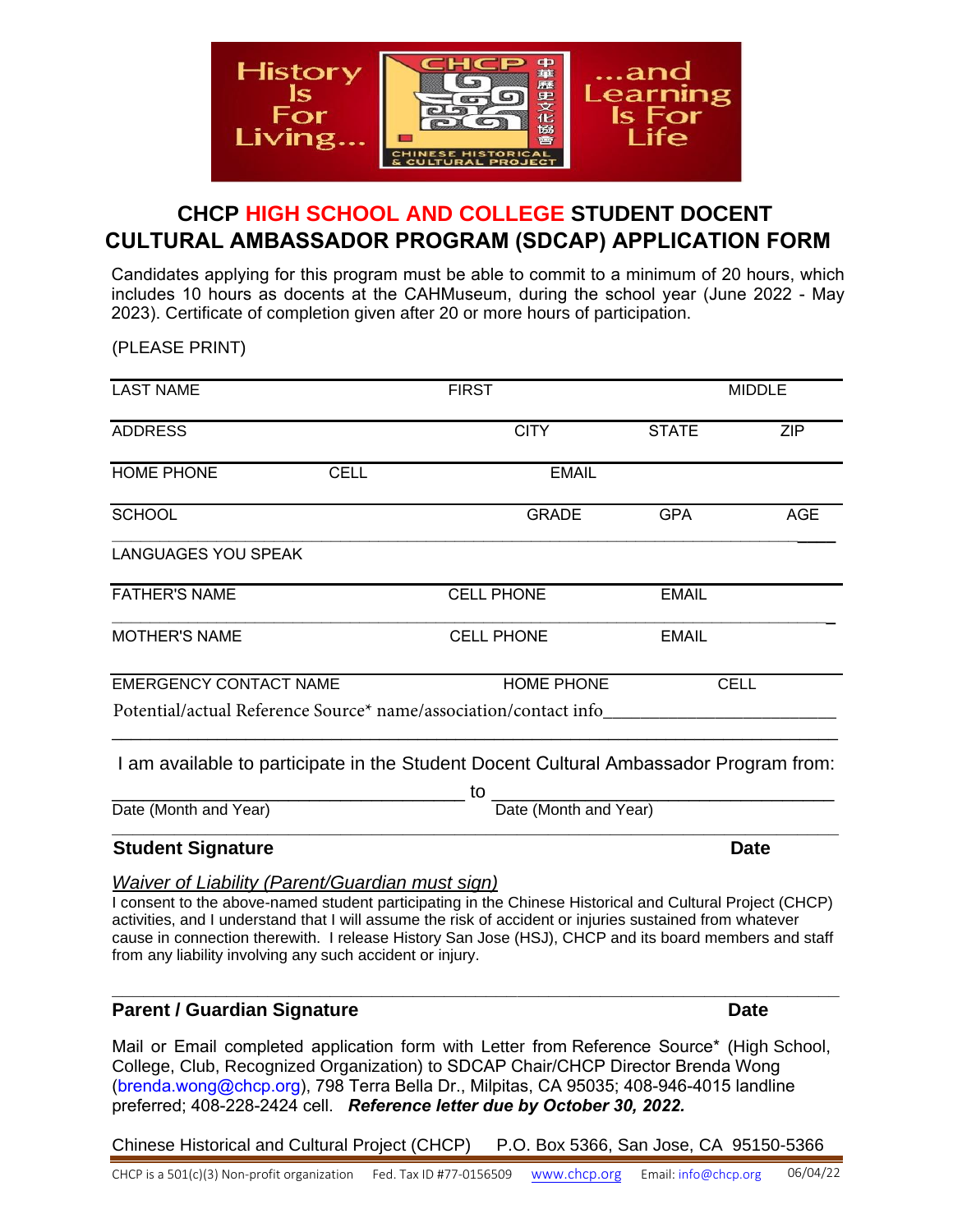History Is For Living... CHCP 中華歷史文化協會 CHINESE HISTORICAL & CULTURAL PROJECT ...and Learning Is For Life

# CHCP HIGH SCHOOL AND COLLEGE STUDENT DOCENT CULTURAL AMBASSADOR PROGRAM (SDCAP) APPLICATION FORM

Candidates applying for this program must be able to commit to a minimum of 20 hours, which includes 10 hours as docents at the CAHMuseum, during the school year (June 2022 - May 2023). Certificate of completion given after 20 or more hours of participation.

(PLEASE PRINT)

LAST NAME FIRST MIDDLE

ADDRESS CITY STATE ZIP

HOME PHONE CELL EMAIL

SCHOOL GRADE GPA AGE

LANGUAGES YOU SPEAK

FATHER'S NAME CELL PHONE EMAIL

MOTHER'S NAME CELL PHONE EMAIL

EMERGENCY CONTACT NAME HOME PHONE CELL

Potential/actual Reference Source* name/association/contact info________________________

I am available to participate in the Student Docent Cultural Ambassador Program from:

________________________ to ________________________

Date (Month and Year) Date (Month and Year)

**Student Signature** **Date**

*Waiver of Liability (Parent/Guardian must sign)*

I consent to the above-named student participating in the Chinese Historical and Cultural Project (CHCP) activities, and I understand that I will assume the risk of accident or injuries sustained from whatever cause in connection therewith. I release History San Jose (HSJ), CHCP and its board members and staff from any liability involving any such accident or injury.

**Parent / Guardian Signature** **Date**

Mail or Email completed application form with Letter from Reference Source* (High School, College, Club, Recognized Organization) to SDCAP Chair/CHCP Director Brenda Wong (brenda.wong@chcp.org), 798 Terra Bella Dr., Milpitas, CA 95035; 408-946-4015 landline preferred; 408-228-2424 cell. ***Reference letter due by October 30, 2022.***

Chinese Historical and Cultural Project (CHCP) P.O. Box 5366, San Jose, CA 95150-5366

CHCP is a 501(c)(3) Non-profit organization Fed. Tax ID #77-0156509 www.chcp.org Email: info@chcp.org 06/04/22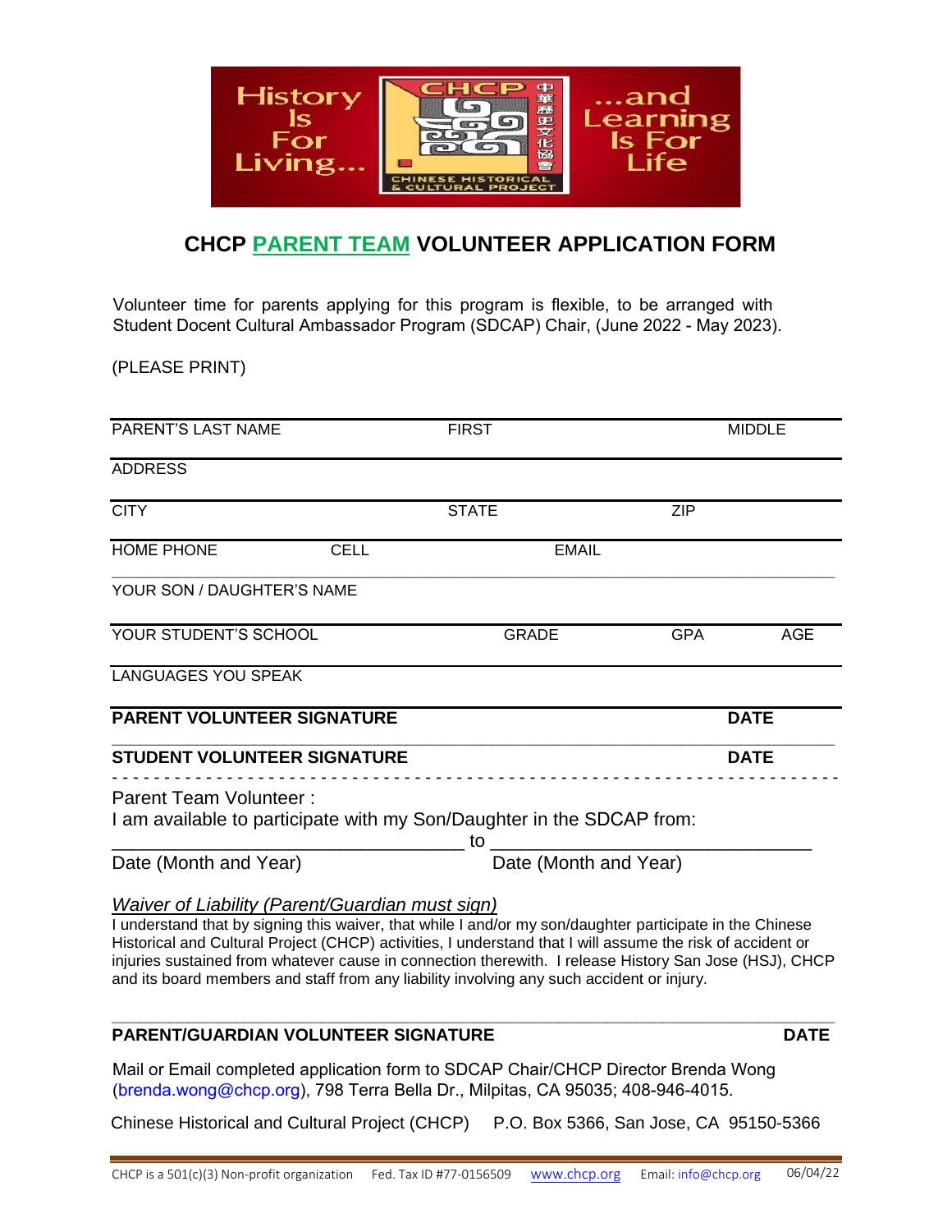History Is For Living... CHCP 中華歷史文化協會 CHINESE HISTORICAL & CULTURAL PROJECT ...and Learning Is For Life

# CHCP PARENT TEAM VOLUNTEER APPLICATION FORM

Volunteer time for parents applying for this program is flexible, to be arranged with Student Docent Cultural Ambassador Program (SDCAP) Chair, (June 2022 - May 2023).

(PLEASE PRINT)

PARENT'S LAST NAME FIRST MIDDLE

ADDRESS

CITY STATE ZIP

HOME PHONE CELL EMAIL

YOUR SON / DAUGHTER'S NAME

YOUR STUDENT'S SCHOOL GRADE GPA AGE

LANGUAGES YOU SPEAK

**PARENT VOLUNTEER SIGNATURE** **DATE**

**STUDENT VOLUNTEER SIGNATURE** **DATE**

Parent Team Volunteer :

I am available to participate with my Son/Daughter in the SDCAP from:

_________________________________ to _______________________________

Date (Month and Year) Date (Month and Year)

*Waiver of Liability (Parent/Guardian must sign)*

I understand that by signing this waiver, that while I and/or my son/daughter participate in the Chinese Historical and Cultural Project (CHCP) activities, I understand that I will assume the risk of accident or injuries sustained from whatever cause in connection therewith. I release History San Jose (HSJ), CHCP and its board members and staff from any liability involving any such accident or injury.

**PARENT/GUARDIAN VOLUNTEER SIGNATURE** **DATE**

Mail or Email completed application form to SDCAP Chair/CHCP Director Brenda Wong (brenda.wong@chcp.org), 798 Terra Bella Dr., Milpitas, CA 95035; 408-946-4015.

Chinese Historical and Cultural Project (CHCP) P.O. Box 5366, San Jose, CA 95150-5366

CHCP is a 501(c)(3) Non-profit organization Fed. Tax ID #77-0156509 www.chcp.org Email: info@chcp.org 06/04/22